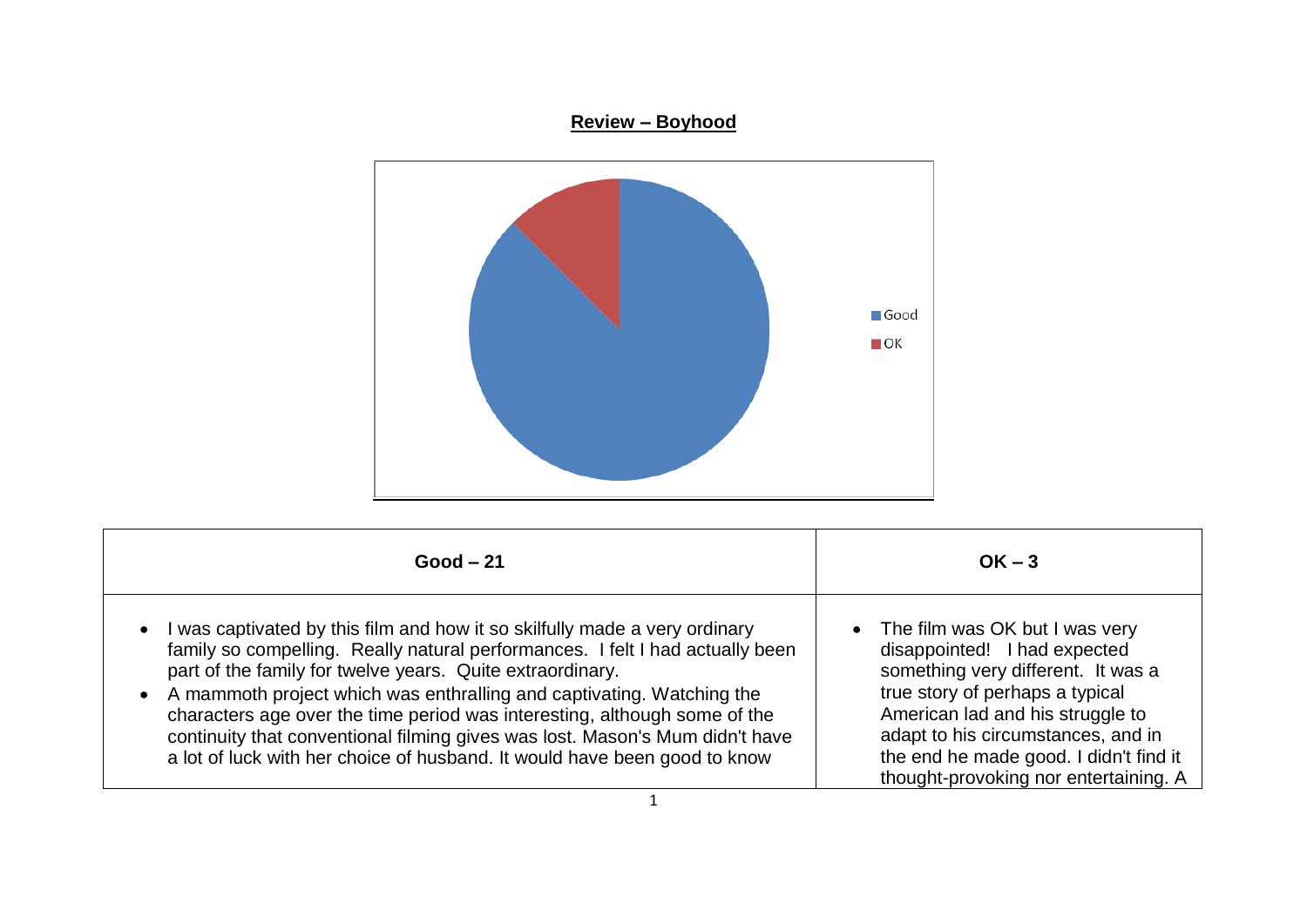**Review – Boyhood**

| Good – 21 | OK – 3 |
|---|---|
| • I was captivated by this film and how it so skilfully made a very ordinary family so compelling. Really natural performances. I felt I had actually been part of the family for twelve years. Quite extraordinary.<br>• A mammoth project which was enthralling and captivating. Watching the characters age over the time period was interesting, although some of the continuity that conventional filming gives was lost. Mason's Mum didn't have a lot of luck with her choice of husband. It would have been good to know | • The film was OK but I was very disappointed! I had expected something very different. It was a true story of perhaps a typical American lad and his struggle to adapt to his circumstances, and in the end he made good. I didn't find it thought-provoking nor entertaining. A |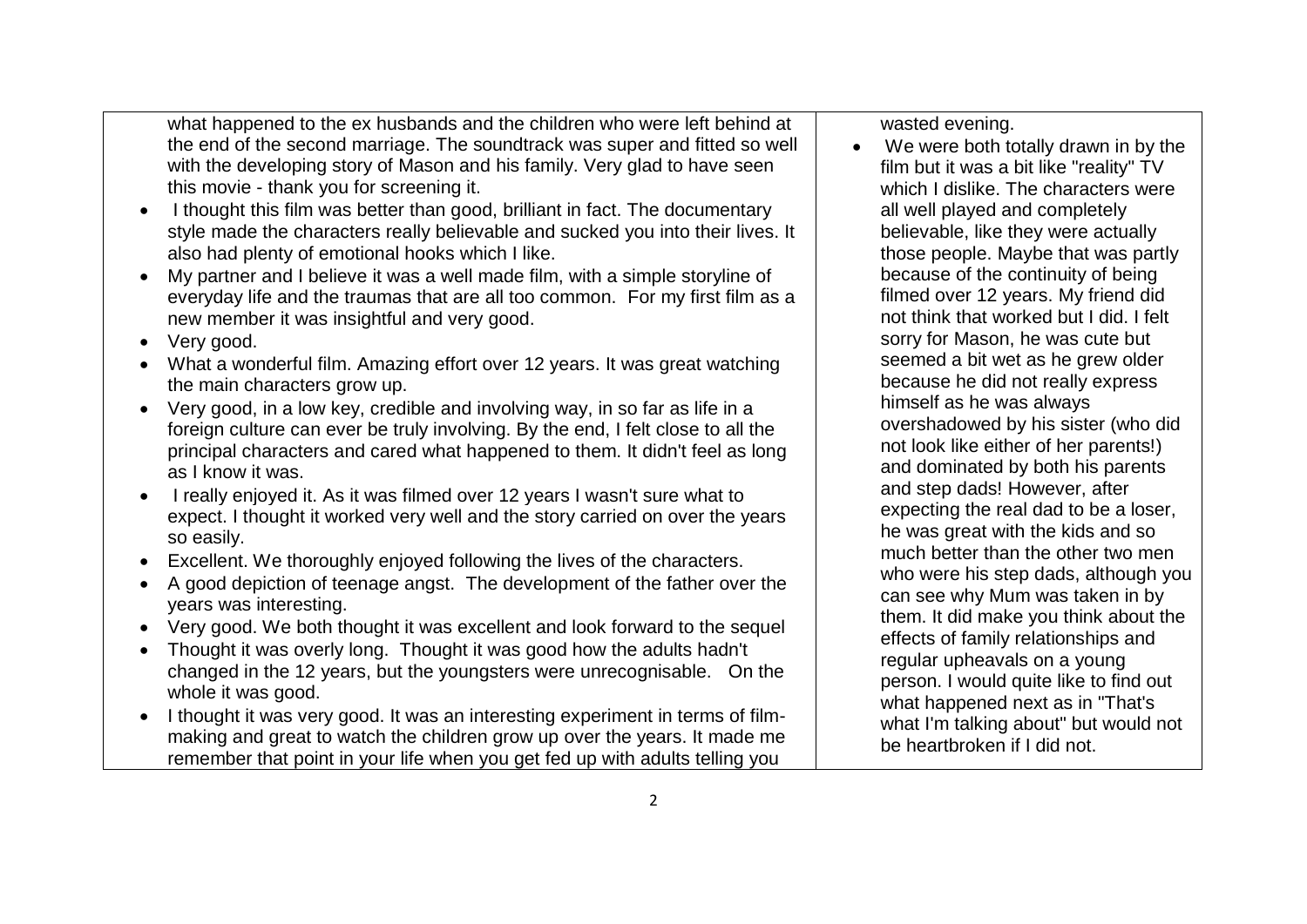what happened to the ex husbands and the children who were left behind at the end of the second marriage. The soundtrack was super and fitted so well with the developing story of Mason and his family. Very glad to have seen this movie - thank you for screening it.

- I thought this film was better than good, brilliant in fact. The documentary style made the characters really believable and sucked you into their lives. It also had plenty of emotional hooks which I like.
- My partner and I believe it was a well made film, with a simple storyline of everyday life and the traumas that are all too common. For my first film as a new member it was insightful and very good.
- Very good.
- What a wonderful film. Amazing effort over 12 years. It was great watching the main characters grow up.
- Very good, in a low key, credible and involving way, in so far as life in a foreign culture can ever be truly involving. By the end, I felt close to all the principal characters and cared what happened to them. It didn't feel as long as I know it was.
- I really enjoyed it. As it was filmed over 12 years I wasn't sure what to expect. I thought it worked very well and the story carried on over the years so easily.
- Excellent. We thoroughly enjoyed following the lives of the characters.
- A good depiction of teenage angst. The development of the father over the years was interesting.
- Very good. We both thought it was excellent and look forward to the sequel
- Thought it was overly long. Thought it was good how the adults hadn't changed in the 12 years, but the youngsters were unrecognisable. On the whole it was good.
- I thought it was very good. It was an interesting experiment in terms of film-making and great to watch the children grow up over the years. It made me remember that point in your life when you get fed up with adults telling you

wasted evening.

- We were both totally drawn in by the film but it was a bit like "reality" TV which I dislike. The characters were all well played and completely believable, like they were actually those people. Maybe that was partly because of the continuity of being filmed over 12 years. My friend did not think that worked but I did. I felt sorry for Mason, he was cute but seemed a bit wet as he grew older because he did not really express himself as he was always overshadowed by his sister (who did not look like either of her parents!) and dominated by both his parents and step dads! However, after expecting the real dad to be a loser, he was great with the kids and so much better than the other two men who were his step dads, although you can see why Mum was taken in by them. It did make you think about the effects of family relationships and regular upheavals on a young person. I would quite like to find out what happened next as in "That's what I'm talking about" but would not be heartbroken if I did not.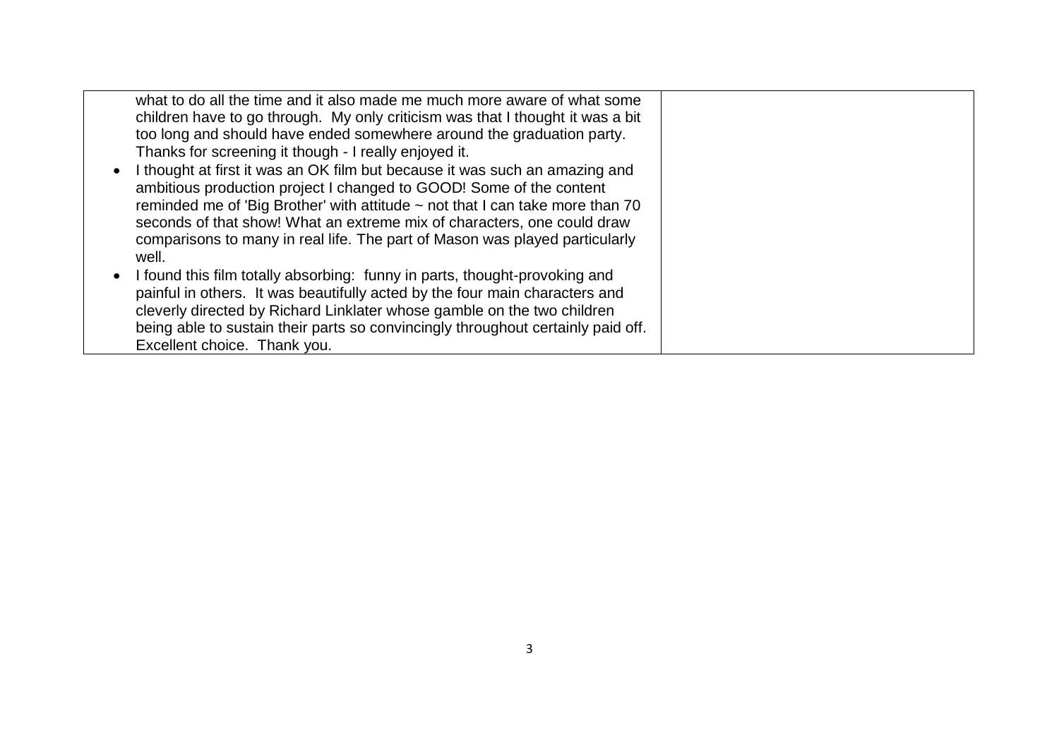| | |
|---|---|
| what to do all the time and it also made me much more aware of what some children have to go through. My only criticism was that I thought it was a bit too long and should have ended somewhere around the graduation party. Thanks for screening it though - I really enjoyed it.<br>• I thought at first it was an OK film but because it was such an amazing and ambitious production project I changed to GOOD! Some of the content reminded me of 'Big Brother' with attitude ~ not that I can take more than 70 seconds of that show! What an extreme mix of characters, one could draw comparisons to many in real life. The part of Mason was played particularly well.<br>• I found this film totally absorbing: funny in parts, thought-provoking and painful in others. It was beautifully acted by the four main characters and cleverly directed by Richard Linklater whose gamble on the two children being able to sustain their parts so convincingly throughout certainly paid off. Excellent choice. Thank you. | |